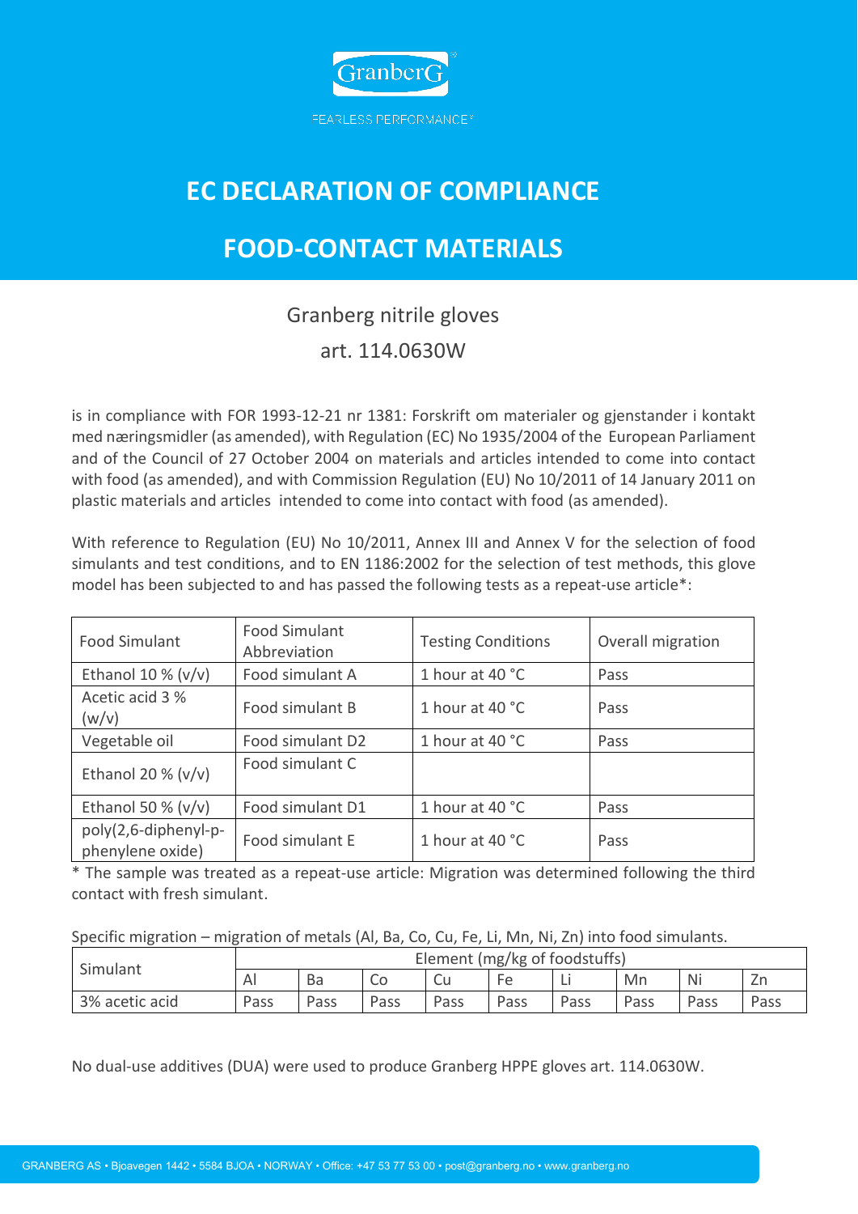GranberG

FEARLESS PERFORMANCE®

# EC DECLARATION OF COMPLIANCE

# FOOD-CONTACT MATERIALS

Granberg nitrile gloves

art. 114.0630W

is in compliance with FOR 1993-12-21 nr 1381: Forskrift om materialer og gjenstander i kontakt med næringsmidler (as amended), with Regulation (EC) No 1935/2004 of the European Parliament and of the Council of 27 October 2004 on materials and articles intended to come into contact with food (as amended), and with Commission Regulation (EU) No 10/2011 of 14 January 2011 on plastic materials and articles intended to come into contact with food (as amended).

With reference to Regulation (EU) No 10/2011, Annex III and Annex V for the selection of food simulants and test conditions, and to EN 1186:2002 for the selection of test methods, this glove model has been subjected to and has passed the following tests as a repeat-use article*:

| Food Simulant | Food Simulant Abbreviation | Testing Conditions | Overall migration |
|---|---|---|---|
| Ethanol 10 % (v/v) | Food simulant A | 1 hour at 40 °C | Pass |
| Acetic acid 3 % (w/v) | Food simulant B | 1 hour at 40 °C | Pass |
| Vegetable oil | Food simulant D2 | 1 hour at 40 °C | Pass |
| Ethanol 20 % (v/v) | Food simulant C | | |
| Ethanol 50 % (v/v) | Food simulant D1 | 1 hour at 40 °C | Pass |
| poly(2,6-diphenyl-p-phenylene oxide) | Food simulant E | 1 hour at 40 °C | Pass |

* The sample was treated as a repeat-use article: Migration was determined following the third contact with fresh simulant.

Specific migration – migration of metals (Al, Ba, Co, Cu, Fe, Li, Mn, Ni, Zn) into food simulants.

| Simulant | Element (mg/kg of foodstuffs) | | | | | | | | |
|---|---|---|---|---|---|---|---|---|---|
| | Al | Ba | Co | Cu | Fe | Li | Mn | Ni | Zn |
| 3% acetic acid | Pass | Pass | Pass | Pass | Pass | Pass | Pass | Pass | Pass |

No dual-use additives (DUA) were used to produce Granberg HPPE gloves art. 114.0630W.

GRANBERG AS • Bjoavegen 1442 • 5584 BJOA • NORWAY • Office: +47 53 77 53 00 • post@granberg.no • www.granberg.no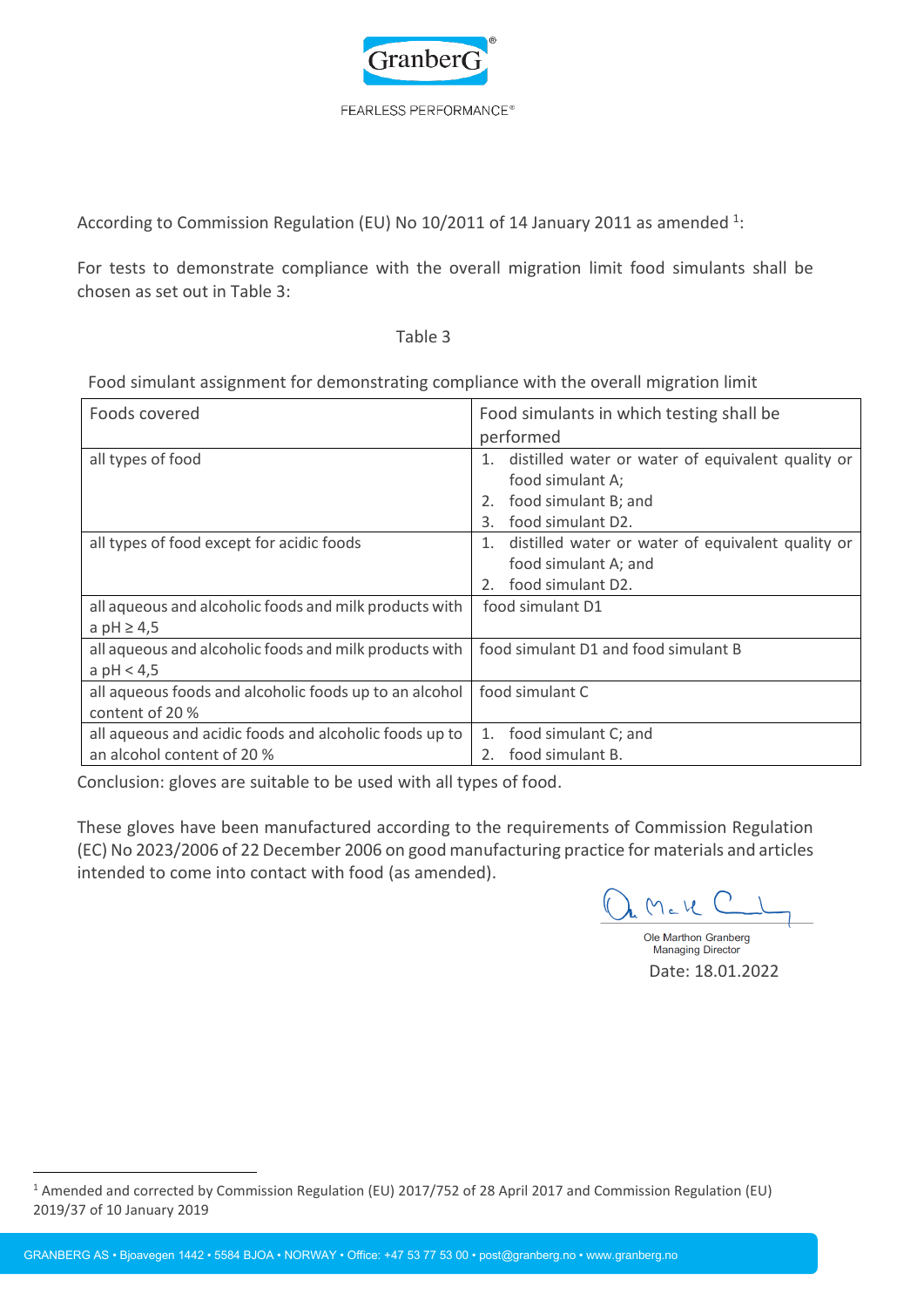According to Commission Regulation (EU) No 10/2011 of 14 January 2011 as amended [1]:

For tests to demonstrate compliance with the overall migration limit food simulants shall be chosen as set out in Table 3:

Table 3

Food simulant assignment for demonstrating compliance with the overall migration limit

| Foods covered | Food simulants in which testing shall be performed |
|---|---|
| all types of food | 1. distilled water or water of equivalent quality or food simulant A;<br>2. food simulant B; and<br>3. food simulant D2. |
| all types of food except for acidic foods | 1. distilled water or water of equivalent quality or food simulant A; and<br>2. food simulant D2. |
| all aqueous and alcoholic foods and milk products with a pH ≥ 4,5 | food simulant D1 |
| all aqueous and alcoholic foods and milk products with a pH < 4,5 | food simulant D1 and food simulant B |
| all aqueous foods and alcoholic foods up to an alcohol content of 20 % | food simulant C |
| all aqueous and acidic foods and alcoholic foods up to an alcohol content of 20 % | 1. food simulant C; and<br>2. food simulant B. |

Conclusion: gloves are suitable to be used with all types of food.

These gloves have been manufactured according to the requirements of Commission Regulation (EC) No 2023/2006 of 22 December 2006 on good manufacturing practice for materials and articles intended to come into contact with food (as amended).

Ole Marthon Granberg
Managing Director

Date: 18.01.2022

[1] Amended and corrected by Commission Regulation (EU) 2017/752 of 28 April 2017 and Commission Regulation (EU) 2019/37 of 10 January 2019

GRANBERG AS • Bjoavegen 1442 • 5584 BJOA • NORWAY • Office: +47 53 77 53 00 • post@granberg.no • www.granberg.no